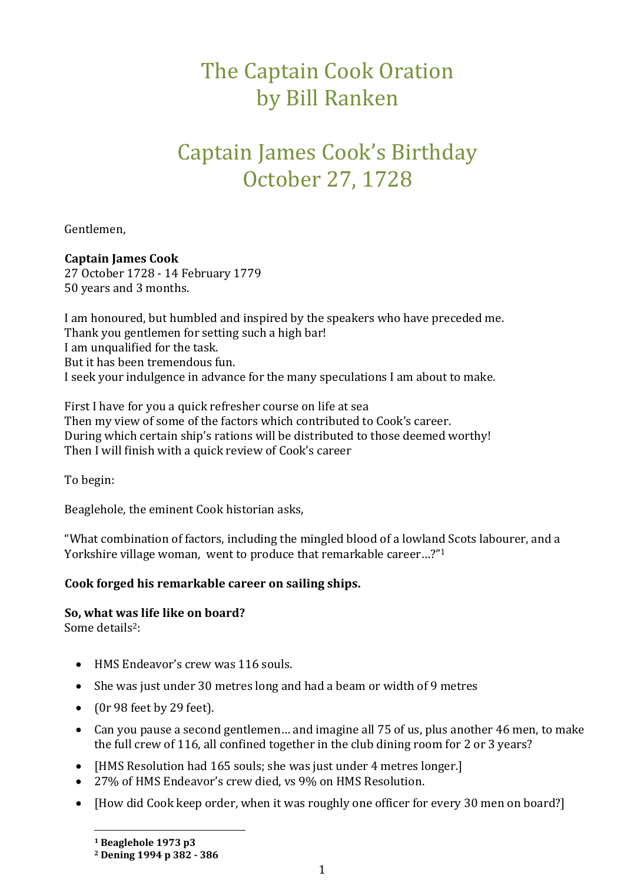# The Captain Cook Oration by Bill Ranken

# Captain James Cook's Birthday October 27, 1728

Gentlemen,

**Captain James Cook**
27 October 1728 - 14 February 1779
50 years and 3 months.

I am honoured, but humbled and inspired by the speakers who have preceded me.
Thank you gentlemen for setting such a high bar!
I am unqualified for the task.
But it has been tremendous fun.
I seek your indulgence in advance for the many speculations I am about to make.

First I have for you a quick refresher course on life at sea
Then my view of some of the factors which contributed to Cook's career.
During which certain ship's rations will be distributed to those deemed worthy!
Then I will finish with a quick review of Cook's career

To begin:

Beaglehole, the eminent Cook historian asks,

"What combination of factors, including the mingled blood of a lowland Scots labourer, and a Yorkshire village woman, went to produce that remarkable career…?"[1]

**Cook forged his remarkable career on sailing ships.**

**So, what was life like on board?**
Some details[2]:

- HMS Endeavor's crew was 116 souls.
- She was just under 30 metres long and had a beam or width of 9 metres
- (0r 98 feet by 29 feet).
- Can you pause a second gentlemen… and imagine all 75 of us, plus another 46 men, to make the full crew of 116, all confined together in the club dining room for 2 or 3 years?
- [HMS Resolution had 165 souls; she was just under 4 metres longer.]
- 27% of HMS Endeavor's crew died, vs 9% on HMS Resolution.
- [How did Cook keep order, when it was roughly one officer for every 30 men on board?]

---

[1] **Beaglehole 1973 p3**
[2] **Dening 1994 p 382 - 386**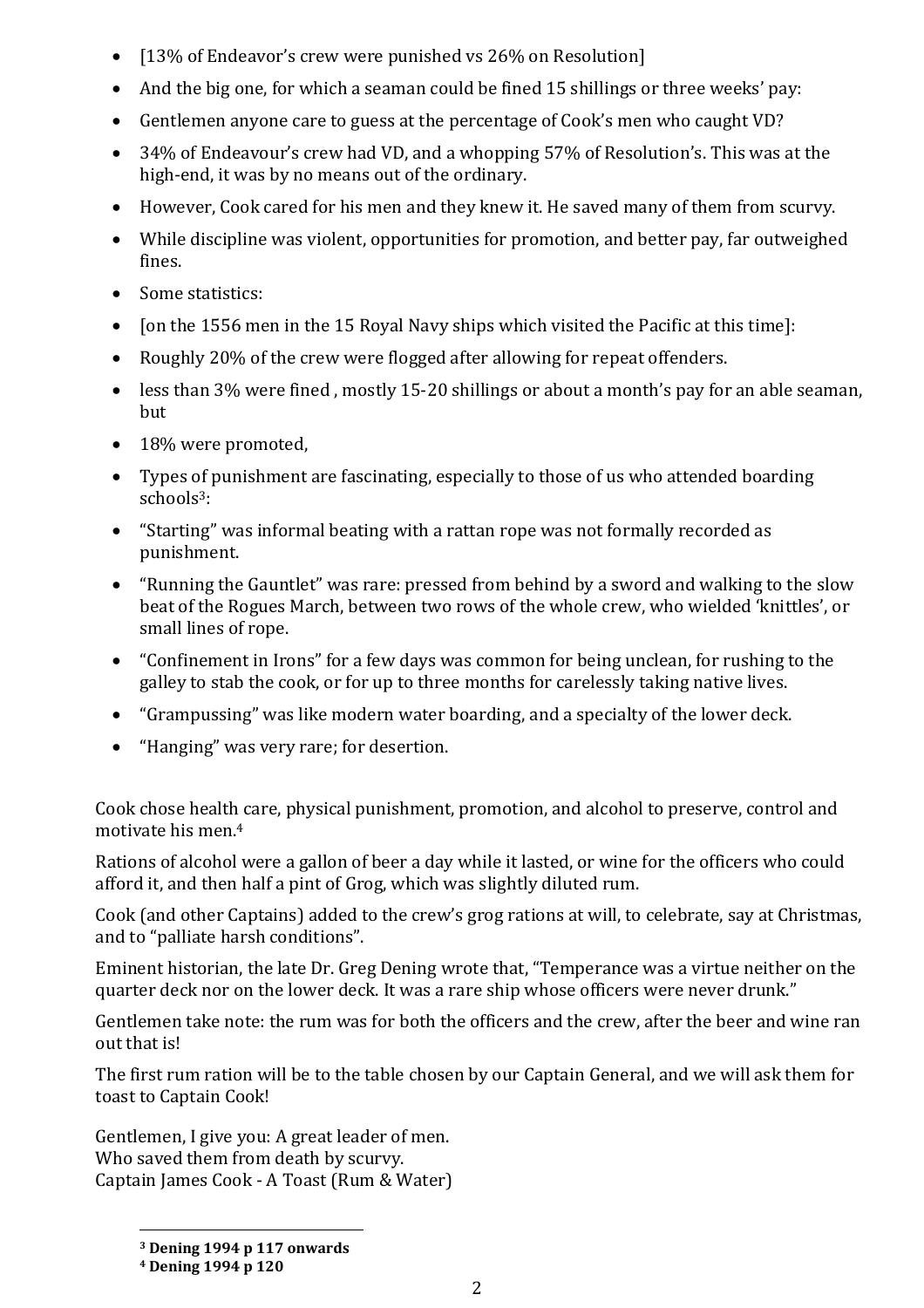- [13% of Endeavor's crew were punished vs 26% on Resolution]
- And the big one, for which a seaman could be fined 15 shillings or three weeks' pay:
- Gentlemen anyone care to guess at the percentage of Cook's men who caught VD?
- 34% of Endeavour's crew had VD, and a whopping 57% of Resolution's. This was at the high-end, it was by no means out of the ordinary.
- However, Cook cared for his men and they knew it. He saved many of them from scurvy.
- While discipline was violent, opportunities for promotion, and better pay, far outweighed fines.
- Some statistics:
- [on the 1556 men in the 15 Royal Navy ships which visited the Pacific at this time]:
- Roughly 20% of the crew were flogged after allowing for repeat offenders.
- less than 3% were fined , mostly 15-20 shillings or about a month's pay for an able seaman, but
- 18% were promoted,
- Types of punishment are fascinating, especially to those of us who attended boarding schools[3]:
- "Starting" was informal beating with a rattan rope was not formally recorded as punishment.
- "Running the Gauntlet" was rare: pressed from behind by a sword and walking to the slow beat of the Rogues March, between two rows of the whole crew, who wielded 'knittles', or small lines of rope.
- "Confinement in Irons" for a few days was common for being unclean, for rushing to the galley to stab the cook, or for up to three months for carelessly taking native lives.
- "Grampussing" was like modern water boarding, and a specialty of the lower deck.
- "Hanging" was very rare; for desertion.

Cook chose health care, physical punishment, promotion, and alcohol to preserve, control and motivate his men.[4]

Rations of alcohol were a gallon of beer a day while it lasted, or wine for the officers who could afford it, and then half a pint of Grog, which was slightly diluted rum.

Cook (and other Captains) added to the crew's grog rations at will, to celebrate, say at Christmas, and to "palliate harsh conditions".

Eminent historian, the late Dr. Greg Dening wrote that, "Temperance was a virtue neither on the quarter deck nor on the lower deck. It was a rare ship whose officers were never drunk."

Gentlemen take note: the rum was for both the officers and the crew, after the beer and wine ran out that is!

The first rum ration will be to the table chosen by our Captain General, and we will ask them for toast to Captain Cook!

Gentlemen, I give you: A great leader of men.
Who saved them from death by scurvy.
Captain James Cook - A Toast (Rum & Water)

---

**[3] Dening 1994 p 117 onwards**

**[4] Dening 1994 p 120**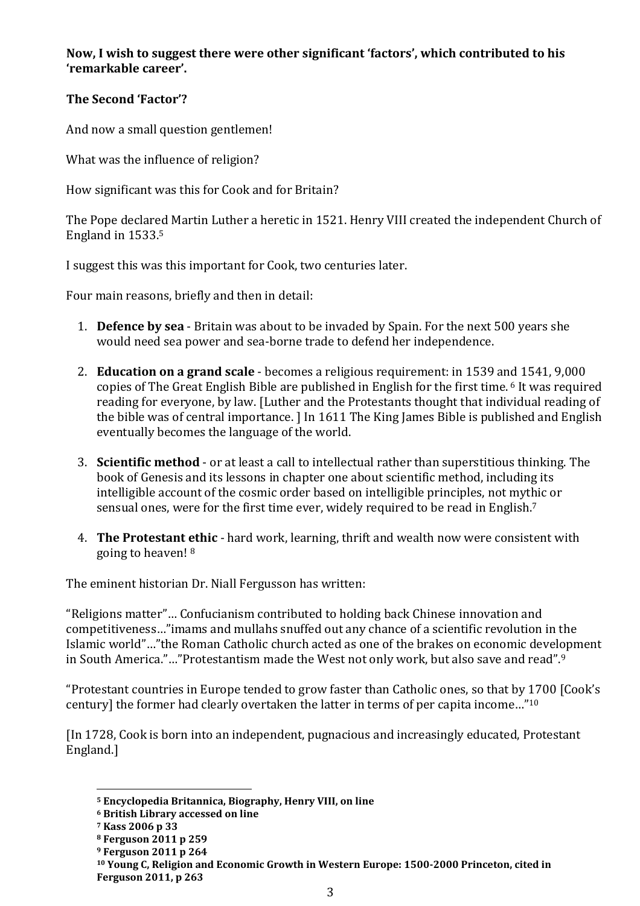**Now, I wish to suggest there were other significant 'factors', which contributed to his 'remarkable career'.**

**The Second 'Factor'?**

And now a small question gentlemen!

What was the influence of religion?

How significant was this for Cook and for Britain?

The Pope declared Martin Luther a heretic in 1521. Henry VIII created the independent Church of England in 1533.[5]

I suggest this was this important for Cook, two centuries later.

Four main reasons, briefly and then in detail:

1. **Defence by sea** - Britain was about to be invaded by Spain. For the next 500 years she would need sea power and sea-borne trade to defend her independence.

2. **Education on a grand scale** - becomes a religious requirement: in 1539 and 1541, 9,000 copies of The Great English Bible are published in English for the first time.[6] It was required reading for everyone, by law. [Luther and the Protestants thought that individual reading of the bible was of central importance. ] In 1611 The King James Bible is published and English eventually becomes the language of the world.

3. **Scientific method** - or at least a call to intellectual rather than superstitious thinking. The book of Genesis and its lessons in chapter one about scientific method, including its intelligible account of the cosmic order based on intelligible principles, not mythic or sensual ones, were for the first time ever, widely required to be read in English.[7]

4. **The Protestant ethic** - hard work, learning, thrift and wealth now were consistent with going to heaven![8]

The eminent historian Dr. Niall Fergusson has written:

"Religions matter"… Confucianism contributed to holding back Chinese innovation and competitiveness…"imams and mullahs snuffed out any chance of a scientific revolution in the Islamic world"…"the Roman Catholic church acted as one of the brakes on economic development in South America."…"Protestantism made the West not only work, but also save and read".[9]

"Protestant countries in Europe tended to grow faster than Catholic ones, so that by 1700 [Cook's century] the former had clearly overtaken the latter in terms of per capita income…"[10]

[In 1728, Cook is born into an independent, pugnacious and increasingly educated, Protestant England.]

---

**[5] Encyclopedia Britannica, Biography, Henry VIII, on line**

**[6] British Library accessed on line**

**[7] Kass 2006 p 33**

**[8] Ferguson 2011 p 259**

**[9] Ferguson 2011 p 264**

**[10] Young C, Religion and Economic Growth in Western Europe: 1500-2000 Princeton, cited in Ferguson 2011, p 263**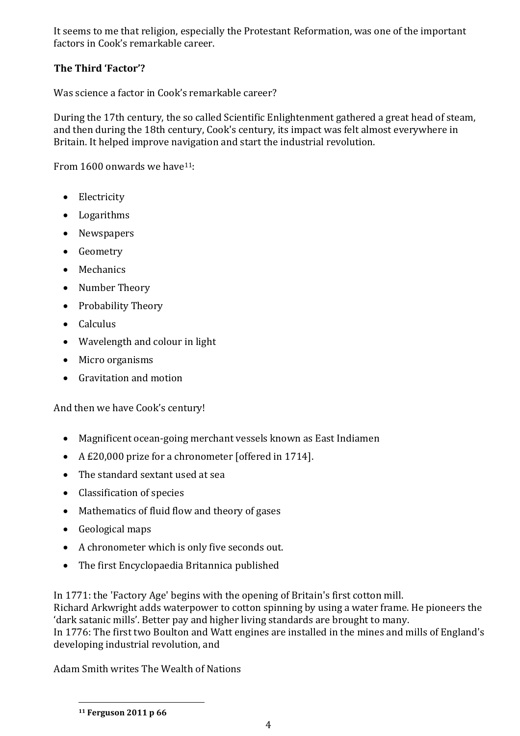It seems to me that religion, especially the Protestant Reformation, was one of the important factors in Cook's remarkable career.

### The Third 'Factor'?

Was science a factor in Cook's remarkable career?

During the 17th century, the so called Scientific Enlightenment gathered a great head of steam, and then during the 18th century, Cook's century, its impact was felt almost everywhere in Britain. It helped improve navigation and start the industrial revolution.

From 1600 onwards we have[11]:

- Electricity
- Logarithms
- Newspapers
- Geometry
- Mechanics
- Number Theory
- Probability Theory
- Calculus
- Wavelength and colour in light
- Micro organisms
- Gravitation and motion

And then we have Cook's century!

- Magnificent ocean-going merchant vessels known as East Indiamen
- A £20,000 prize for a chronometer [offered in 1714].
- The standard sextant used at sea
- Classification of species
- Mathematics of fluid flow and theory of gases
- Geological maps
- A chronometer which is only five seconds out.
- The first Encyclopaedia Britannica published

In 1771: the 'Factory Age' begins with the opening of Britain's first cotton mill.
Richard Arkwright adds waterpower to cotton spinning by using a water frame. He pioneers the 'dark satanic mills'. Better pay and higher living standards are brought to many.
In 1776: The first two Boulton and Watt engines are installed in the mines and mills of England's developing industrial revolution, and

Adam Smith writes The Wealth of Nations

---

[11] **Ferguson 2011 p 66**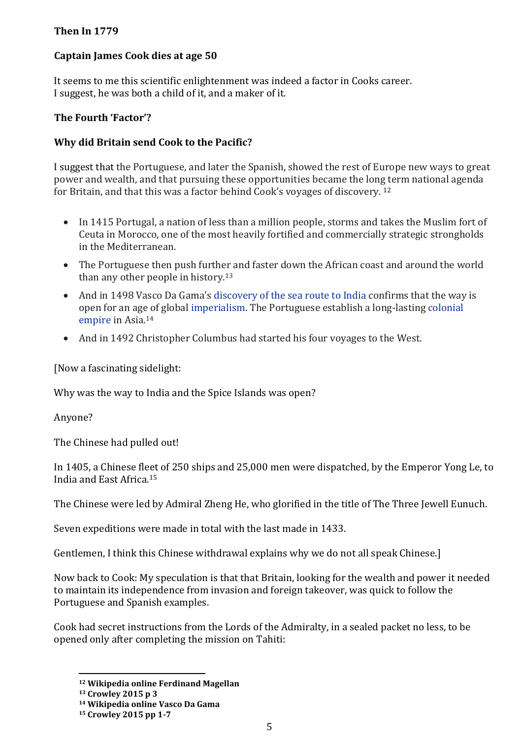**Then In 1779**

**Captain James Cook dies at age 50**

It seems to me this scientific enlightenment was indeed a factor in Cooks career.
I suggest, he was both a child of it, and a maker of it.

**The Fourth 'Factor'?**

**Why did Britain send Cook to the Pacific?**

I suggest that the Portuguese, and later the Spanish, showed the rest of Europe new ways to great power and wealth, and that pursuing these opportunities became the long term national agenda for Britain, and that this was a factor behind Cook's voyages of discovery. [12]

- In 1415 Portugal, a nation of less than a million people, storms and takes the Muslim fort of Ceuta in Morocco, one of the most heavily fortified and commercially strategic strongholds in the Mediterranean.
- The Portuguese then push further and faster down the African coast and around the world than any other people in history.[13]
- And in 1498 Vasco Da Gama's discovery of the sea route to India confirms that the way is open for an age of global imperialism. The Portuguese establish a long-lasting colonial empire in Asia.[14]
- And in 1492 Christopher Columbus had started his four voyages to the West.

[Now a fascinating sidelight:

Why was the way to India and the Spice Islands was open?

Anyone?

The Chinese had pulled out!

In 1405, a Chinese fleet of 250 ships and 25,000 men were dispatched, by the Emperor Yong Le, to India and East Africa.[15]

The Chinese were led by Admiral Zheng He, who glorified in the title of The Three Jewell Eunuch.

Seven expeditions were made in total with the last made in 1433.

Gentlemen, I think this Chinese withdrawal explains why we do not all speak Chinese.]

Now back to Cook: My speculation is that that Britain, looking for the wealth and power it needed to maintain its independence from invasion and foreign takeover, was quick to follow the Portuguese and Spanish examples.

Cook had secret instructions from the Lords of the Admiralty, in a sealed packet no less, to be opened only after completing the mission on Tahiti:

---

**[12] Wikipedia online Ferdinand Magellan**
**[13] Crowley 2015 p 3**
**[14] Wikipedia online Vasco Da Gama**
**[15] Crowley 2015 pp 1-7**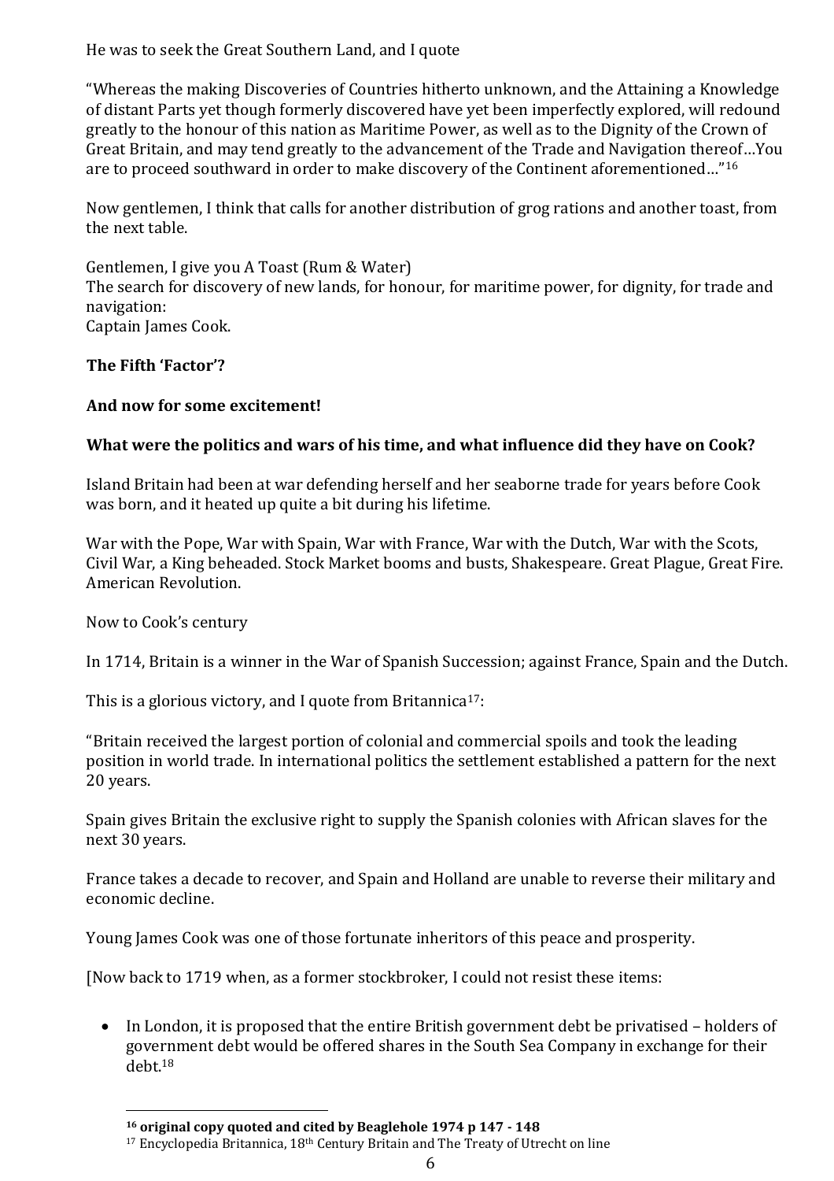He was to seek the Great Southern Land, and I quote

"Whereas the making Discoveries of Countries hitherto unknown, and the Attaining a Knowledge of distant Parts yet though formerly discovered have yet been imperfectly explored, will redound greatly to the honour of this nation as Maritime Power, as well as to the Dignity of the Crown of Great Britain, and may tend greatly to the advancement of the Trade and Navigation thereof…You are to proceed southward in order to make discovery of the Continent aforementioned…"[16]

Now gentlemen, I think that calls for another distribution of grog rations and another toast, from the next table.

Gentlemen, I give you A Toast (Rum & Water)
The search for discovery of new lands, for honour, for maritime power, for dignity, for trade and navigation:
Captain James Cook.

**The Fifth 'Factor'?**

**And now for some excitement!**

**What were the politics and wars of his time, and what influence did they have on Cook?**

Island Britain had been at war defending herself and her seaborne trade for years before Cook was born, and it heated up quite a bit during his lifetime.

War with the Pope, War with Spain, War with France, War with the Dutch, War with the Scots, Civil War, a King beheaded. Stock Market booms and busts, Shakespeare. Great Plague, Great Fire. American Revolution.

Now to Cook's century

In 1714, Britain is a winner in the War of Spanish Succession; against France, Spain and the Dutch.

This is a glorious victory, and I quote from Britannica[17]:

"Britain received the largest portion of colonial and commercial spoils and took the leading position in world trade. In international politics the settlement established a pattern for the next 20 years.

Spain gives Britain the exclusive right to supply the Spanish colonies with African slaves for the next 30 years.

France takes a decade to recover, and Spain and Holland are unable to reverse their military and economic decline.

Young James Cook was one of those fortunate inheritors of this peace and prosperity.

[Now back to 1719 when, as a former stockbroker, I could not resist these items:

- In London, it is proposed that the entire British government debt be privatised – holders of government debt would be offered shares in the South Sea Company in exchange for their debt.[18]

---

**[16] original copy quoted and cited by Beaglehole 1974 p 147 - 148**

[17] Encyclopedia Britannica, 18th Century Britain and The Treaty of Utrecht on line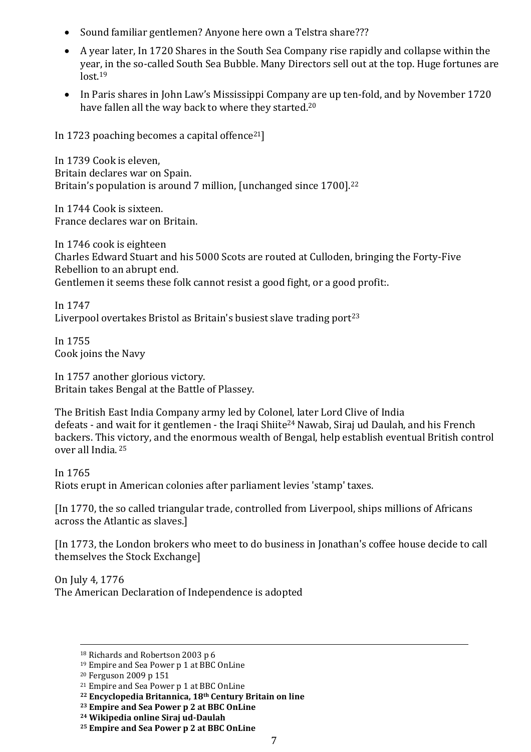- Sound familiar gentlemen? Anyone here own a Telstra share???
- A year later, In 1720 Shares in the South Sea Company rise rapidly and collapse within the year, in the so-called South Sea Bubble. Many Directors sell out at the top. Huge fortunes are lost.[19]
- In Paris shares in John Law's Mississippi Company are up ten-fold, and by November 1720 have fallen all the way back to where they started.[20]

In 1723 poaching becomes a capital offence[21]]

In 1739 Cook is eleven,
Britain declares war on Spain.
Britain's population is around 7 million, [unchanged since 1700].[22]

In 1744 Cook is sixteen.
France declares war on Britain.

In 1746 cook is eighteen
Charles Edward Stuart and his 5000 Scots are routed at Culloden, bringing the Forty-Five Rebellion to an abrupt end.
Gentlemen it seems these folk cannot resist a good fight, or a good profit:.

In 1747
Liverpool overtakes Bristol as Britain's busiest slave trading port[23]

In 1755
Cook joins the Navy

In 1757 another glorious victory.
Britain takes Bengal at the Battle of Plassey.

The British East India Company army led by Colonel, later Lord Clive of India
defeats - and wait for it gentlemen - the Iraqi Shiite[24] Nawab, Siraj ud Daulah, and his French backers. This victory, and the enormous wealth of Bengal, help establish eventual British control over all India. [25]

In 1765
Riots erupt in American colonies after parliament levies 'stamp' taxes.

[In 1770, the so called triangular trade, controlled from Liverpool, ships millions of Africans across the Atlantic as slaves.]

[In 1773, the London brokers who meet to do business in Jonathan's coffee house decide to call themselves the Stock Exchange]

On July 4, 1776
The American Declaration of Independence is adopted

---

[18] Richards and Robertson 2003 p 6
[19] Empire and Sea Power p 1 at BBC OnLine
[20] Ferguson 2009 p 151
[21] Empire and Sea Power p 1 at BBC OnLine
**[22] Encyclopedia Britannica, 18th Century Britain on line**
**[23] Empire and Sea Power p 2 at BBC OnLine**
**[24] Wikipedia online Siraj ud-Daulah**
**[25] Empire and Sea Power p 2 at BBC OnLine**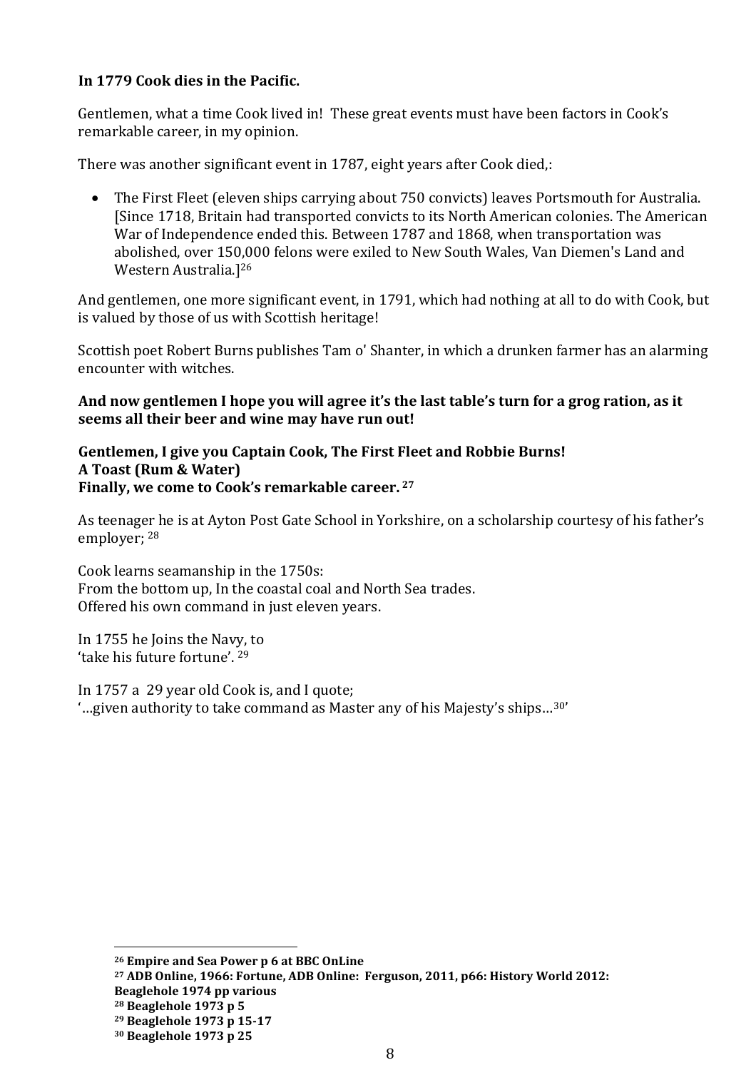**In 1779 Cook dies in the Pacific.**

Gentlemen, what a time Cook lived in! These great events must have been factors in Cook's remarkable career, in my opinion.

There was another significant event in 1787, eight years after Cook died,:

- The First Fleet (eleven ships carrying about 750 convicts) leaves Portsmouth for Australia. [Since 1718, Britain had transported convicts to its North American colonies. The American War of Independence ended this. Between 1787 and 1868, when transportation was abolished, over 150,000 felons were exiled to New South Wales, Van Diemen's Land and Western Australia.][26]

And gentlemen, one more significant event, in 1791, which had nothing at all to do with Cook, but is valued by those of us with Scottish heritage!

Scottish poet Robert Burns publishes Tam o' Shanter, in which a drunken farmer has an alarming encounter with witches.

**And now gentlemen I hope you will agree it's the last table's turn for a grog ration, as it seems all their beer and wine may have run out!**

**Gentlemen, I give you Captain Cook, The First Fleet and Robbie Burns!**
**A Toast (Rum & Water)**
**Finally, we come to Cook's remarkable career.** [27]

As teenager he is at Ayton Post Gate School in Yorkshire, on a scholarship courtesy of his father's employer; [28]

Cook learns seamanship in the 1750s:
From the bottom up, In the coastal coal and North Sea trades.
Offered his own command in just eleven years.

In 1755 he Joins the Navy, to
'take his future fortune'. [29]

In 1757 a 29 year old Cook is, and I quote;
'…given authority to take command as Master any of his Majesty's ships…[30]'

---

[26] **Empire and Sea Power p 6 at BBC OnLine**
[27] **ADB Online, 1966: Fortune, ADB Online: Ferguson, 2011, p66: History World 2012: Beaglehole 1974 pp various**
[28] **Beaglehole 1973 p 5**
[29] **Beaglehole 1973 p 15-17**
[30] **Beaglehole 1973 p 25**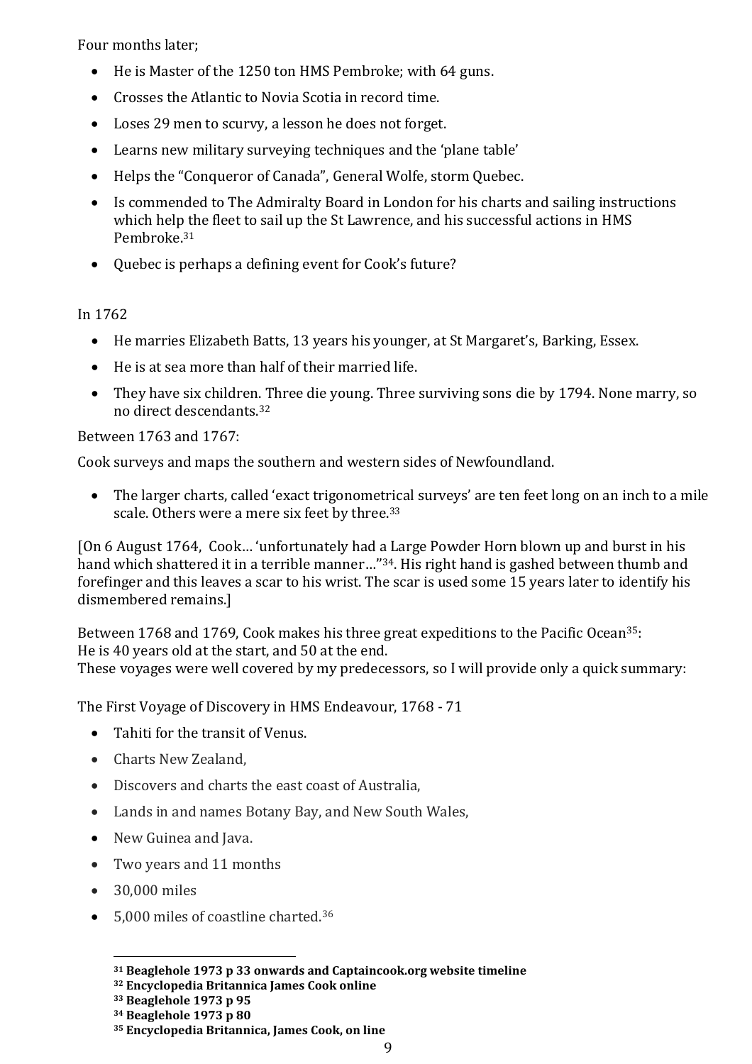Four months later;

- He is Master of the 1250 ton HMS Pembroke; with 64 guns.
- Crosses the Atlantic to Novia Scotia in record time.
- Loses 29 men to scurvy, a lesson he does not forget.
- Learns new military surveying techniques and the 'plane table'
- Helps the "Conqueror of Canada", General Wolfe, storm Quebec.
- Is commended to The Admiralty Board in London for his charts and sailing instructions which help the fleet to sail up the St Lawrence, and his successful actions in HMS Pembroke.[31]
- Quebec is perhaps a defining event for Cook's future?

In 1762

- He marries Elizabeth Batts, 13 years his younger, at St Margaret's, Barking, Essex.
- He is at sea more than half of their married life.
- They have six children. Three die young. Three surviving sons die by 1794. None marry, so no direct descendants.[32]

Between 1763 and 1767:

Cook surveys and maps the southern and western sides of Newfoundland.

- The larger charts, called 'exact trigonometrical surveys' are ten feet long on an inch to a mile scale. Others were a mere six feet by three.[33]

[On 6 August 1764, Cook… 'unfortunately had a Large Powder Horn blown up and burst in his hand which shattered it in a terrible manner…"[34]. His right hand is gashed between thumb and forefinger and this leaves a scar to his wrist. The scar is used some 15 years later to identify his dismembered remains.]

Between 1768 and 1769, Cook makes his three great expeditions to the Pacific Ocean[35]:
He is 40 years old at the start, and 50 at the end.
These voyages were well covered by my predecessors, so I will provide only a quick summary:

The First Voyage of Discovery in HMS Endeavour, 1768 - 71

- Tahiti for the transit of Venus.
- Charts New Zealand,
- Discovers and charts the east coast of Australia,
- Lands in and names Botany Bay, and New South Wales,
- New Guinea and Java.
- Two years and 11 months
- 30,000 miles
- 5,000 miles of coastline charted.[36]

---

**[31] Beaglehole 1973 p 33 onwards and Captaincook.org website timeline**
**[32] Encyclopedia Britannica James Cook online**
**[33] Beaglehole 1973 p 95**
**[34] Beaglehole 1973 p 80**
**[35] Encyclopedia Britannica, James Cook, on line**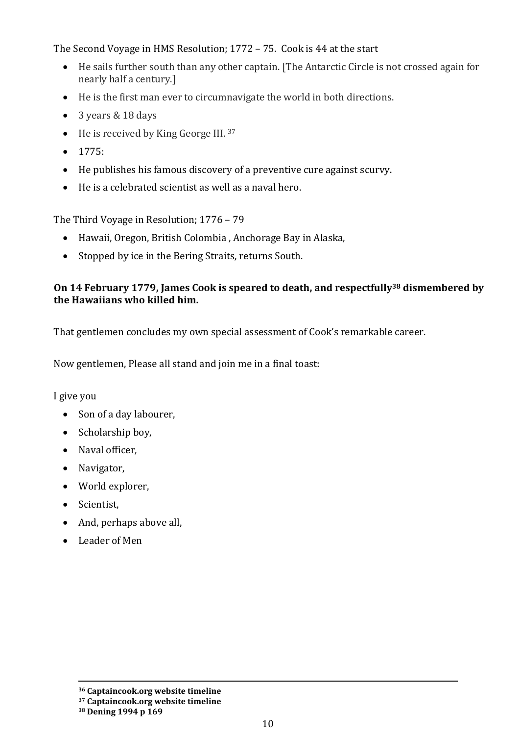The Second Voyage in HMS Resolution; 1772 – 75. Cook is 44 at the start

- He sails further south than any other captain. [The Antarctic Circle is not crossed again for nearly half a century.]
- He is the first man ever to circumnavigate the world in both directions.
- 3 years & 18 days
- He is received by King George III. [37]
- 1775:
- He publishes his famous discovery of a preventive cure against scurvy.
- He is a celebrated scientist as well as a naval hero.

The Third Voyage in Resolution; 1776 – 79

- Hawaii, Oregon, British Colombia , Anchorage Bay in Alaska,
- Stopped by ice in the Bering Straits, returns South.

**On 14 February 1779, James Cook is speared to death, and respectfully[38] dismembered by the Hawaiians who killed him.**

That gentlemen concludes my own special assessment of Cook's remarkable career.

Now gentlemen, Please all stand and join me in a final toast:

I give you

- Son of a day labourer,
- Scholarship boy,
- Naval officer,
- Navigator,
- World explorer,
- Scientist,
- And, perhaps above all,
- Leader of Men

---

**[36] Captaincook.org website timeline**
**[37] Captaincook.org website timeline**
**[38] Dening 1994 p 169**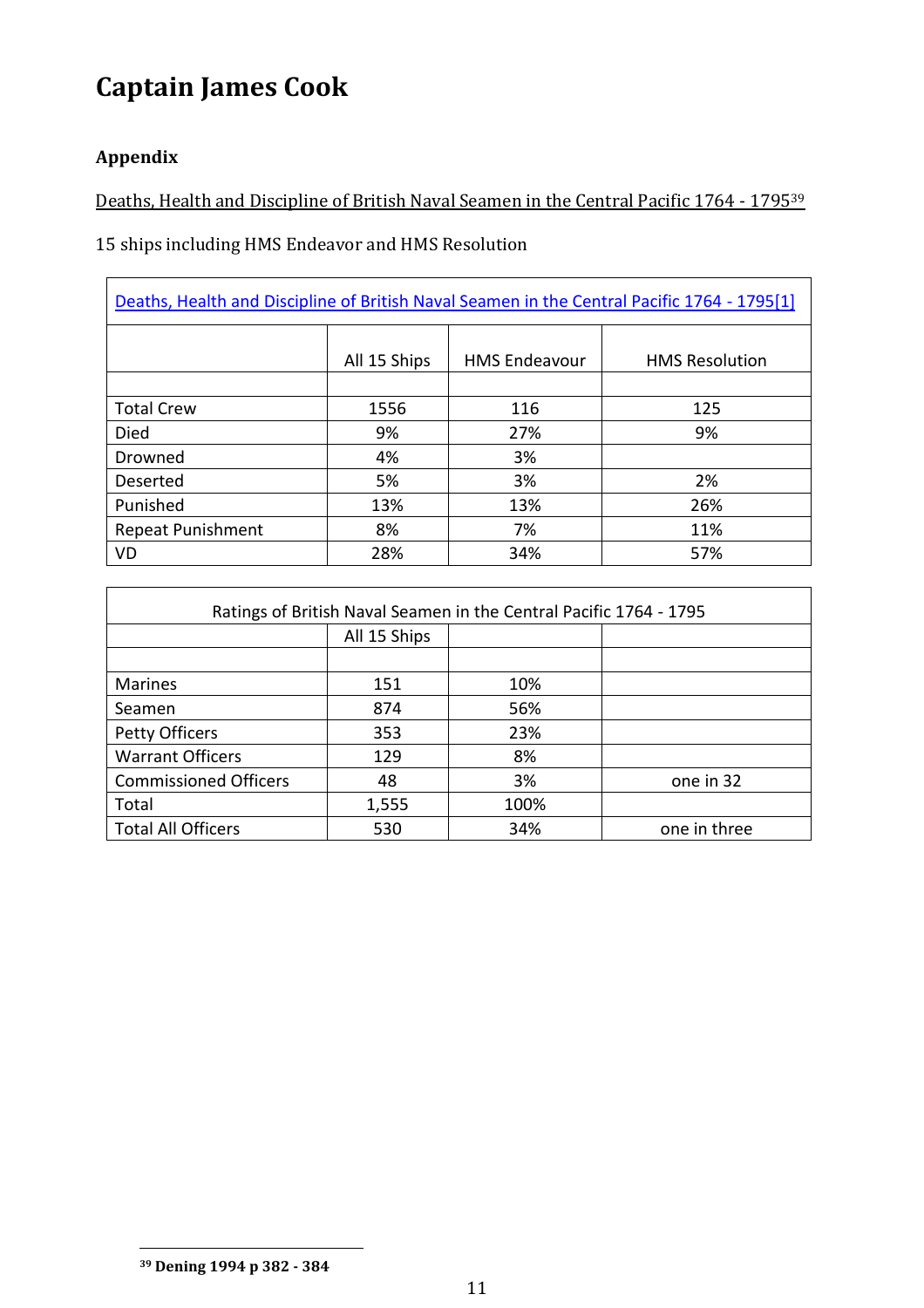# Captain James Cook

### Appendix

Deaths, Health and Discipline of British Naval Seamen in the Central Pacific 1764 - 1795[39]

15 ships including HMS Endeavor and HMS Resolution

| Deaths, Health and Discipline of British Naval Seamen in the Central Pacific 1764 - 1795[1] | | | |
|---|---|---|---|
| | All 15 Ships | HMS Endeavour | HMS Resolution |
| | | | |
| Total Crew | 1556 | 116 | 125 |
| Died | 9% | 27% | 9% |
| Drowned | 4% | 3% | |
| Deserted | 5% | 3% | 2% |
| Punished | 13% | 13% | 26% |
| Repeat Punishment | 8% | 7% | 11% |
| VD | 28% | 34% | 57% |

| Ratings of British Naval Seamen in the Central Pacific 1764 - 1795 | | | |
|---|---|---|---|
| | All 15 Ships | | |
| | | | |
| Marines | 151 | 10% | |
| Seamen | 874 | 56% | |
| Petty Officers | 353 | 23% | |
| Warrant Officers | 129 | 8% | |
| Commissioned Officers | 48 | 3% | one in 32 |
| Total | 1,555 | 100% | |
| Total All Officers | 530 | 34% | one in three |

[39] **Dening 1994 p 382 - 384**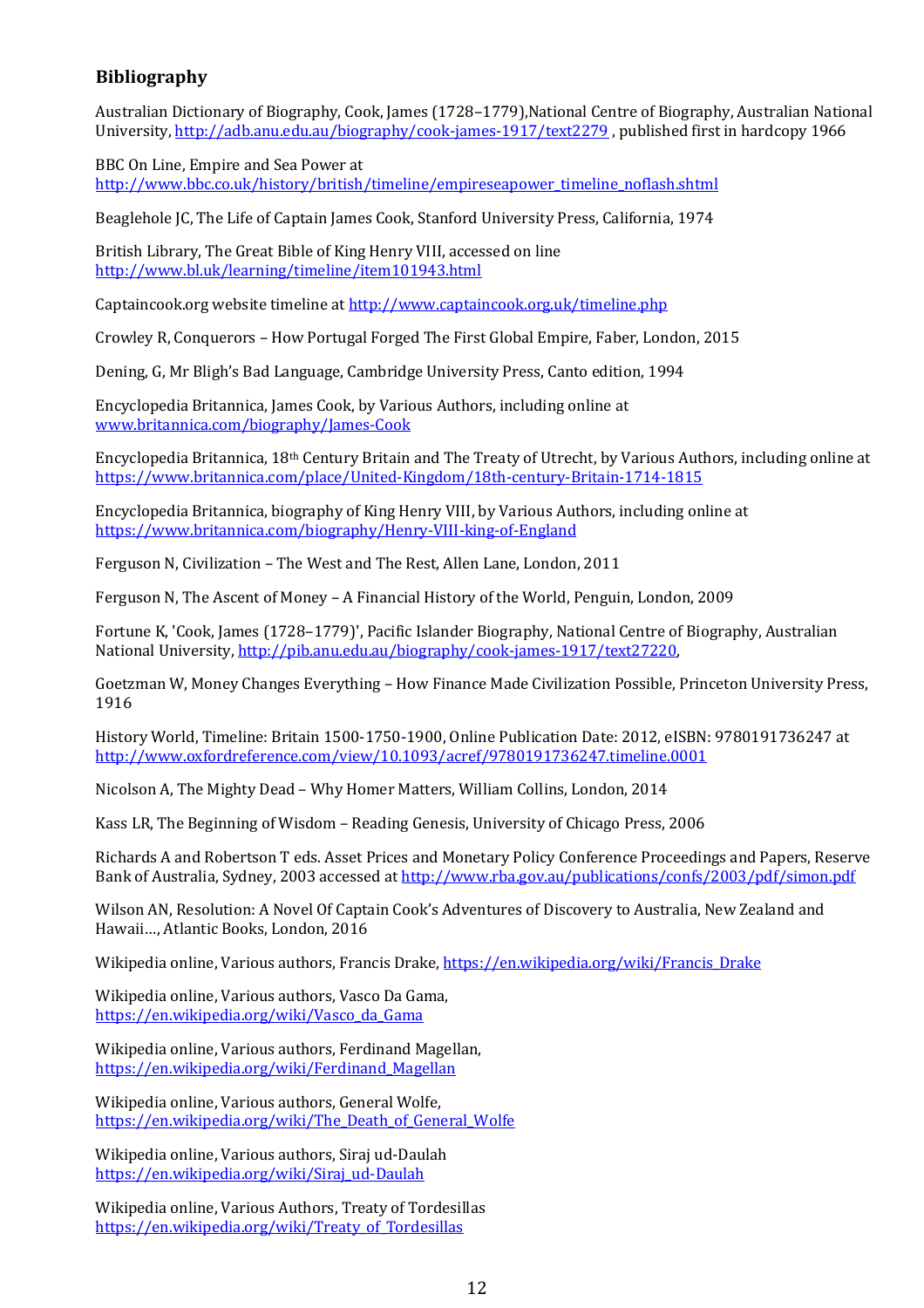## Bibliography

Australian Dictionary of Biography, Cook, James (1728–1779),National Centre of Biography, Australian National University, http://adb.anu.edu.au/biography/cook-james-1917/text2279 , published first in hardcopy 1966

BBC On Line, Empire and Sea Power at http://www.bbc.co.uk/history/british/timeline/empireseapower_timeline_noflash.shtml

Beaglehole JC, The Life of Captain James Cook, Stanford University Press, California, 1974

British Library, The Great Bible of King Henry VIII, accessed on line http://www.bl.uk/learning/timeline/item101943.html

Captaincook.org website timeline at http://www.captaincook.org.uk/timeline.php

Crowley R, Conquerors – How Portugal Forged The First Global Empire, Faber, London, 2015

Dening, G, Mr Bligh's Bad Language, Cambridge University Press, Canto edition, 1994

Encyclopedia Britannica, James Cook, by Various Authors, including online at www.britannica.com/biography/James-Cook

Encyclopedia Britannica, 18th Century Britain and The Treaty of Utrecht, by Various Authors, including online at https://www.britannica.com/place/United-Kingdom/18th-century-Britain-1714-1815

Encyclopedia Britannica, biography of King Henry VIII, by Various Authors, including online at https://www.britannica.com/biography/Henry-VIII-king-of-England

Ferguson N, Civilization – The West and The Rest, Allen Lane, London, 2011

Ferguson N, The Ascent of Money – A Financial History of the World, Penguin, London, 2009

Fortune K, 'Cook, James (1728–1779)', Pacific Islander Biography, National Centre of Biography, Australian National University, http://pib.anu.edu.au/biography/cook-james-1917/text27220,

Goetzman W, Money Changes Everything – How Finance Made Civilization Possible, Princeton University Press, 1916

History World, Timeline: Britain 1500-1750-1900, Online Publication Date: 2012, eISBN: 9780191736247 at http://www.oxfordreference.com/view/10.1093/acref/9780191736247.timeline.0001

Nicolson A, The Mighty Dead – Why Homer Matters, William Collins, London, 2014

Kass LR, The Beginning of Wisdom – Reading Genesis, University of Chicago Press, 2006

Richards A and Robertson T eds. Asset Prices and Monetary Policy Conference Proceedings and Papers, Reserve Bank of Australia, Sydney, 2003 accessed at http://www.rba.gov.au/publications/confs/2003/pdf/simon.pdf

Wilson AN, Resolution: A Novel Of Captain Cook's Adventures of Discovery to Australia, New Zealand and Hawaii…, Atlantic Books, London, 2016

Wikipedia online, Various authors, Francis Drake, https://en.wikipedia.org/wiki/Francis_Drake

Wikipedia online, Various authors, Vasco Da Gama, https://en.wikipedia.org/wiki/Vasco_da_Gama

Wikipedia online, Various authors, Ferdinand Magellan, https://en.wikipedia.org/wiki/Ferdinand_Magellan

Wikipedia online, Various authors, General Wolfe, https://en.wikipedia.org/wiki/The_Death_of_General_Wolfe

Wikipedia online, Various authors, Siraj ud-Daulah https://en.wikipedia.org/wiki/Siraj_ud-Daulah

Wikipedia online, Various Authors, Treaty of Tordesillas https://en.wikipedia.org/wiki/Treaty_of_Tordesillas